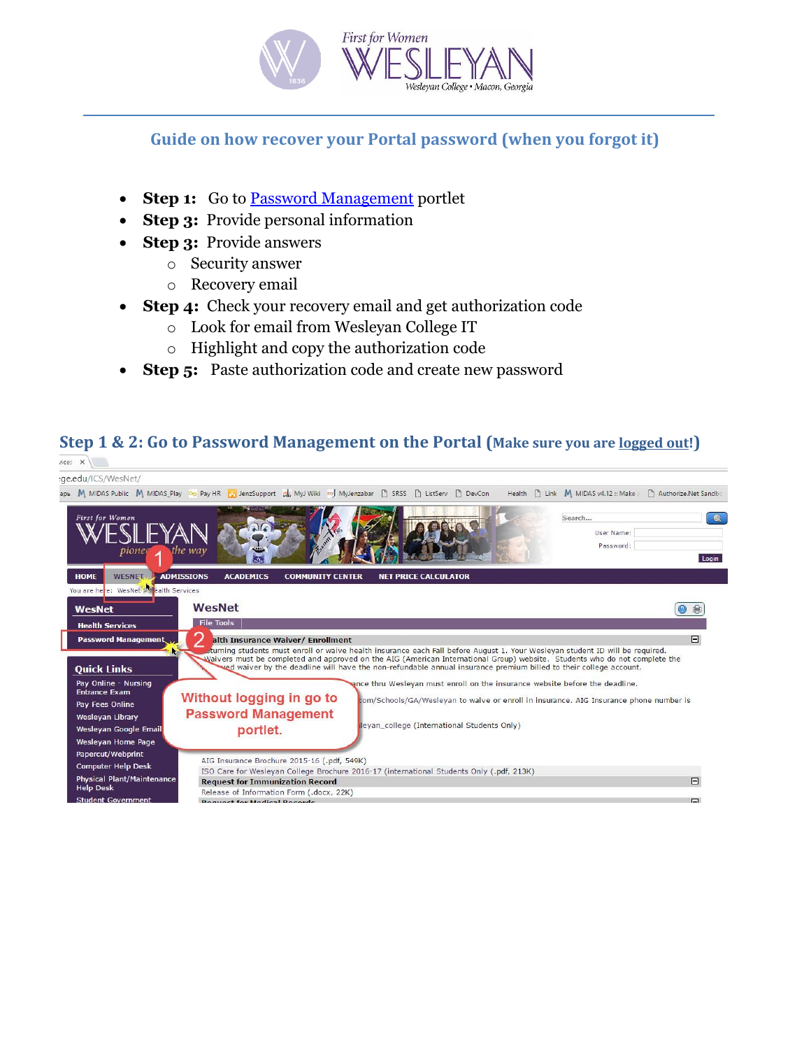# Guide on how recover your Portal password (when you forgot it)

- **Step 1:** Go to [Password Management]() portlet
- **Step 3:** Provide personal information
- **Step 3:** Provide answers
  - Security answer
  - Recovery email
- **Step 4:** Check your recovery email and get authorization code
  - Look for email from Wesleyan College IT
  - Highlight and copy the authorization code
- **Step 5:** Paste authorization code and create new password

## Step 1 & 2: Go to Password Management on the Portal (Make sure you are logged out!)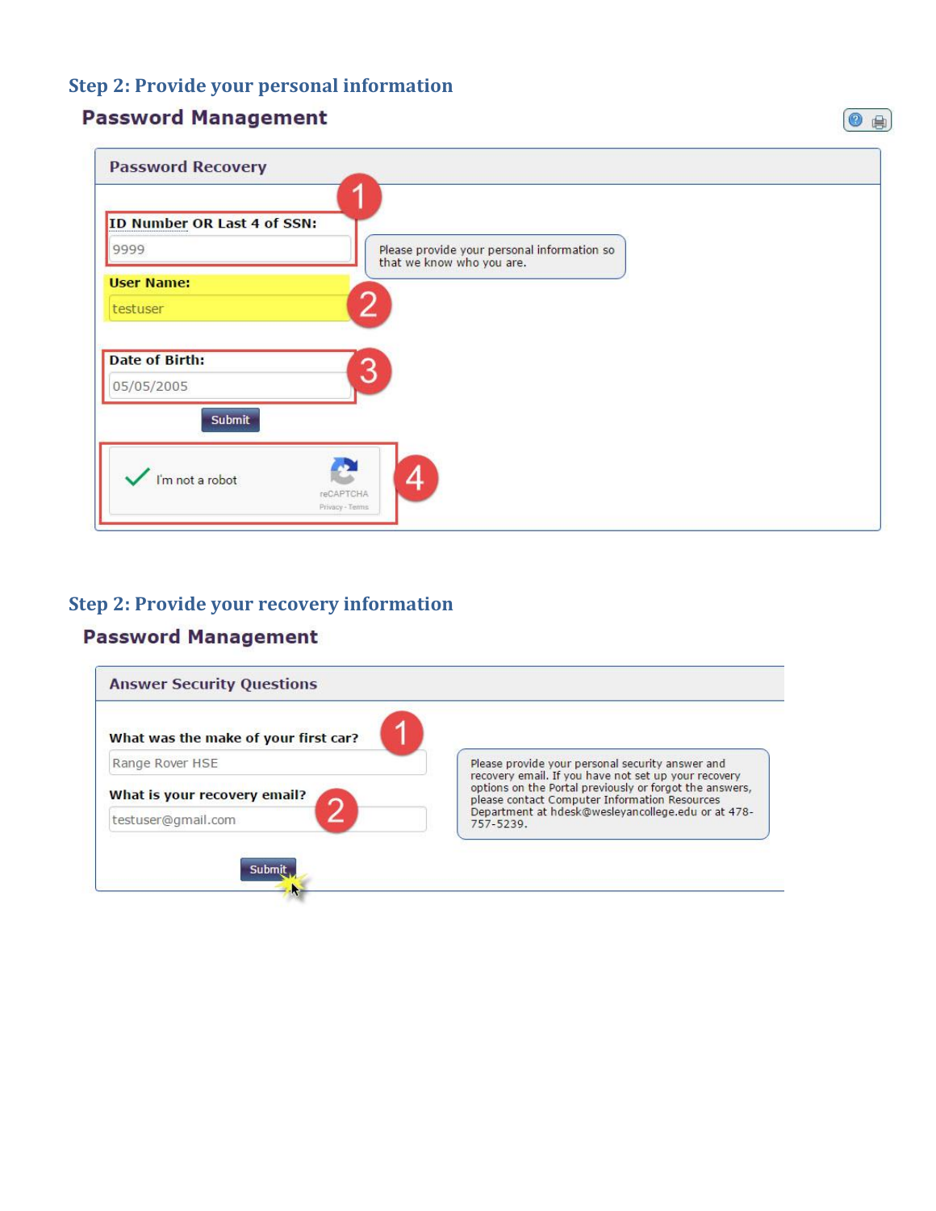### Step 2: Provide your personal information

**Password Management**

**Password Recovery**

1. **ID Number OR Last 4 of SSN:** 9999
2. **User Name:** testuser
3. **Date of Birth:** 05/05/2005

Submit

4. I'm not a robot (reCAPTCHA, Privacy - Terms)

Please provide your personal information so that we know who you are.

### Step 2: Provide your recovery information

**Password Management**

**Answer Security Questions**

1. **What was the make of your first car?** Range Rover HSE
2. **What is your recovery email?** testuser@gmail.com

Submit

Please provide your personal security answer and recovery email. If you have not set up your recovery options on the Portal previously or forgot the answers, please contact Computer Information Resources Department at hdesk@wesleyancollege.edu or at 478-757-5239.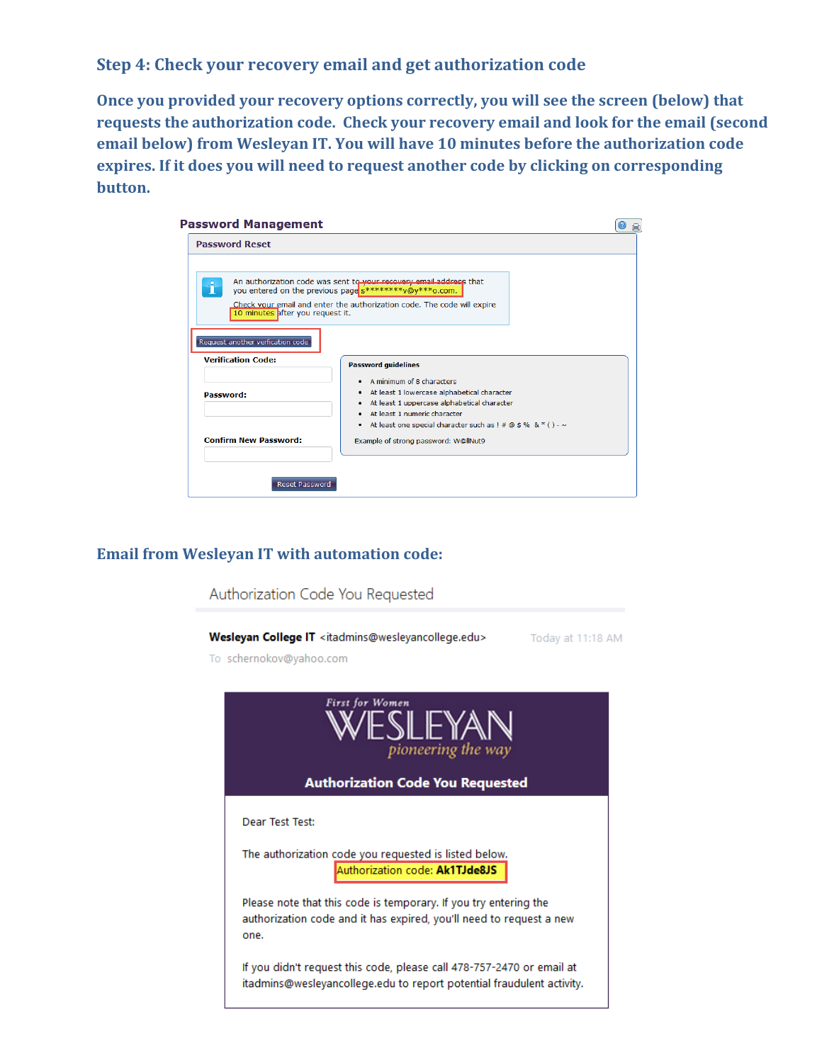### Step 4: Check your recovery email and get authorization code

**Once you provided your recovery options correctly, you will see the screen (below) that requests the authorization code. Check your recovery email and look for the email (second email below) from Wesleyan IT. You will have 10 minutes before the authorization code expires. If it does you will need to request another code by clicking on corresponding button.**

**Password Management**

Password Reset

An authorization code was sent to your recovery email address that you entered on the previous page s*******y@y***o.com.

Check your email and enter the authorization code. The code will expire 10 minutes after you request it.

Request another verification code

Verification Code:

Password:

Confirm New Password:

Password guidelines

- A minimum of 8 characters
- At least 1 lowercase alphabetical character
- At least 1 uppercase alphabetical character
- At least 1 numeric character
- At least one special character such as ! # @ $ % & * ( ) - ~

Example of strong password: W@llNut9

Reset Password

### Email from Wesleyan IT with automation code:

Authorization Code You Requested

**Wesleyan College IT** <itadmins@wesleyancollege.edu> Today at 11:18 AM

To schernokov@yahoo.com

First for Women
WESLEYAN
pioneering the way

**Authorization Code You Requested**

Dear Test Test:

The authorization code you requested is listed below.

Authorization code: **Ak1TJde8JS**

Please note that this code is temporary. If you try entering the authorization code and it has expired, you'll need to request a new one.

If you didn't request this code, please call 478-757-2470 or email at itadmins@wesleyancollege.edu to report potential fraudulent activity.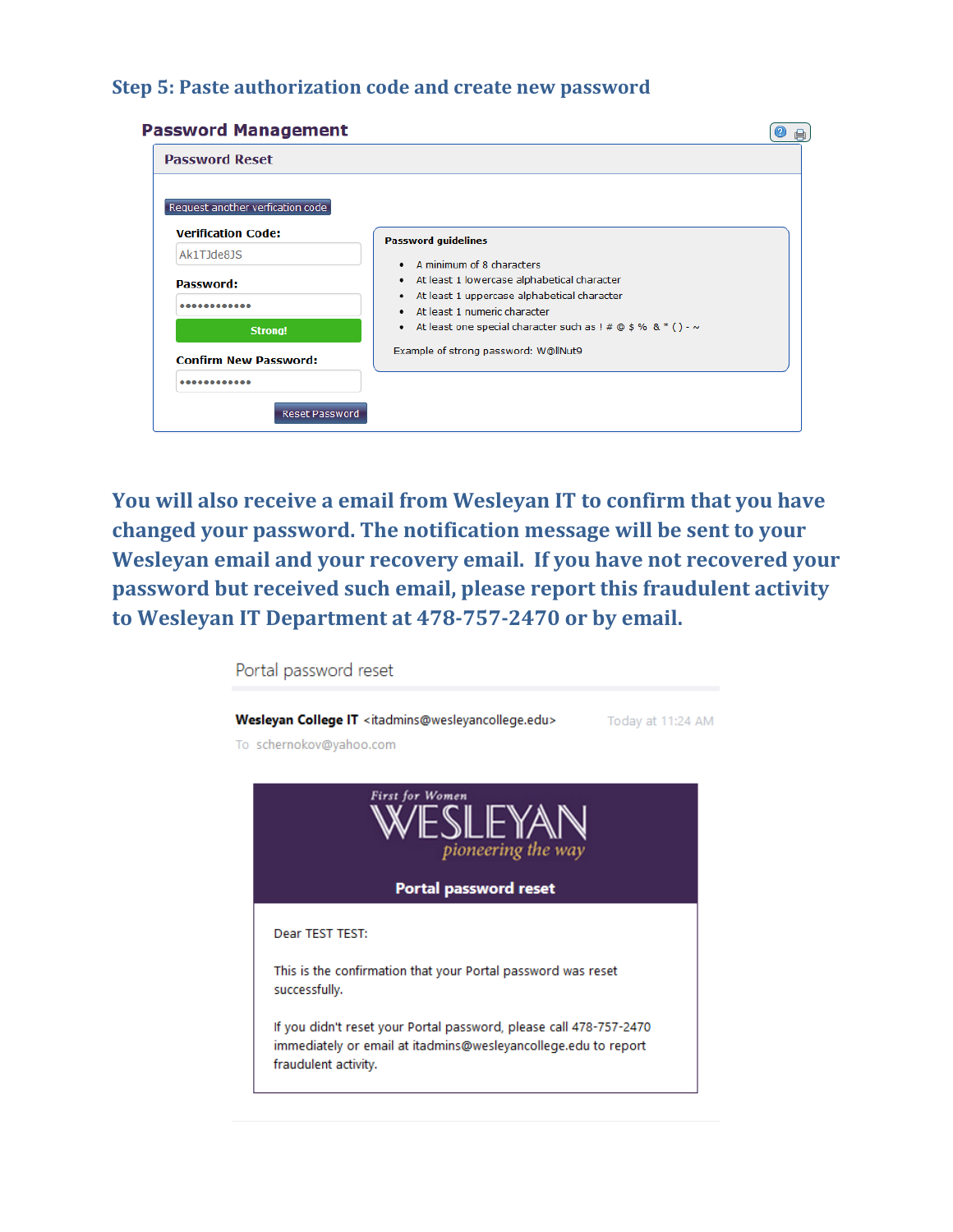### Step 5: Paste authorization code and create new password

**Password Management**

**Password Reset**

Request another verfication code

**Verification Code:**

Ak1TJde8JS

**Password:**

••••••••••••

Strong!

**Confirm New Password:**

••••••••••••

Reset Password

**Password guidelines**

- A minimum of 8 characters
- At least 1 lowercase alphabetical character
- At least 1 uppercase alphabetical character
- At least 1 numeric character
- At least one special character such as ! # @ $ % & * ( ) - ~

Example of strong password: W@llNut9

**You will also receive a email from Wesleyan IT to confirm that you have changed your password. The notification message will be sent to your Wesleyan email and your recovery email. If you have not recovered your password but received such email, please report this fraudulent activity to Wesleyan IT Department at 478-757-2470 or by email.**

Portal password reset

**Wesleyan College IT** <itadmins@wesleyancollege.edu> Today at 11:24 AM

To schernokov@yahoo.com

First for Women
WESLEYAN
pioneering the way

**Portal password reset**

Dear TEST TEST:

This is the confirmation that your Portal password was reset successfully.

If you didn't reset your Portal password, please call 478-757-2470 immediately or email at itadmins@wesleyancollege.edu to report fraudulent activity.